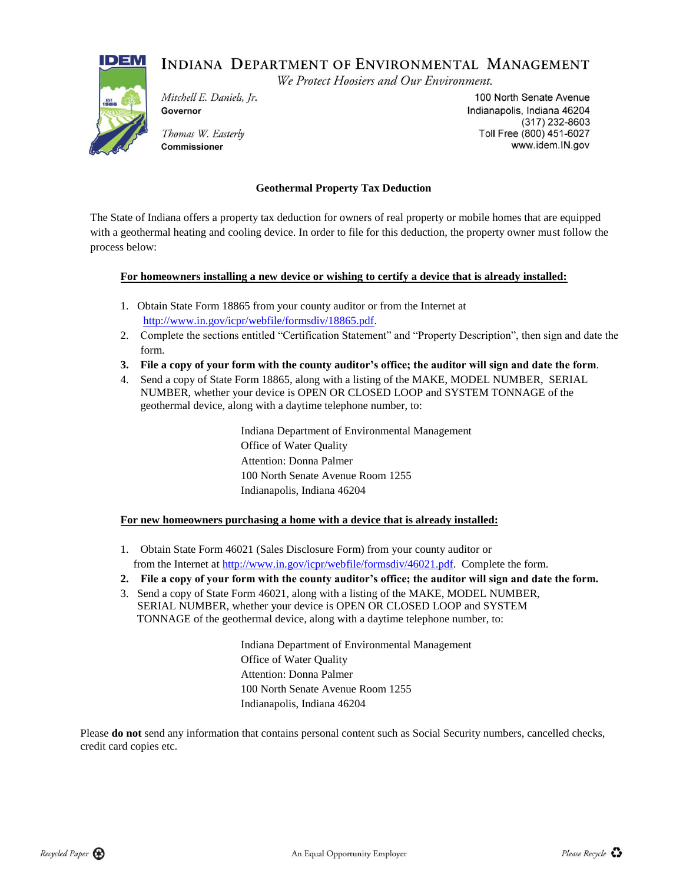# INDIANA DEPARTMENT OF ENVIRONMENTAL MANAGEMENT

*We Protect Hoosiers and Our Environment.*

*Mitchell E. Daniels, Jr.*
**Governor**

*Thomas W. Easterly*
**Commissioner**

100 North Senate Avenue
Indianapolis, Indiana 46204
(317) 232-8603
Toll Free (800) 451-6027
www.idem.IN.gov

## Geothermal Property Tax Deduction

The State of Indiana offers a property tax deduction for owners of real property or mobile homes that are equipped with a geothermal heating and cooling device. In order to file for this deduction, the property owner must follow the process below:

### For homeowners installing a new device or wishing to certify a device that is already installed:

1. Obtain State Form 18865 from your county auditor or from the Internet at http://www.in.gov/icpr/webfile/formsdiv/18865.pdf.
2. Complete the sections entitled "Certification Statement" and "Property Description", then sign and date the form.
3. **File a copy of your form with the county auditor's office; the auditor will sign and date the form**.
4. Send a copy of State Form 18865, along with a listing of the MAKE, MODEL NUMBER, SERIAL NUMBER, whether your device is OPEN OR CLOSED LOOP and SYSTEM TONNAGE of the geothermal device, along with a daytime telephone number, to:

Indiana Department of Environmental Management
Office of Water Quality
Attention: Donna Palmer
100 North Senate Avenue Room 1255
Indianapolis, Indiana 46204

### For new homeowners purchasing a home with a device that is already installed:

1. Obtain State Form 46021 (Sales Disclosure Form) from your county auditor or from the Internet at http://www.in.gov/icpr/webfile/formsdiv/46021.pdf. Complete the form.
2. **File a copy of your form with the county auditor's office; the auditor will sign and date the form.**
3. Send a copy of State Form 46021, along with a listing of the MAKE, MODEL NUMBER, SERIAL NUMBER, whether your device is OPEN OR CLOSED LOOP and SYSTEM TONNAGE of the geothermal device, along with a daytime telephone number, to:

Indiana Department of Environmental Management
Office of Water Quality
Attention: Donna Palmer
100 North Senate Avenue Room 1255
Indianapolis, Indiana 46204

Please **do not** send any information that contains personal content such as Social Security numbers, cancelled checks, credit card copies etc.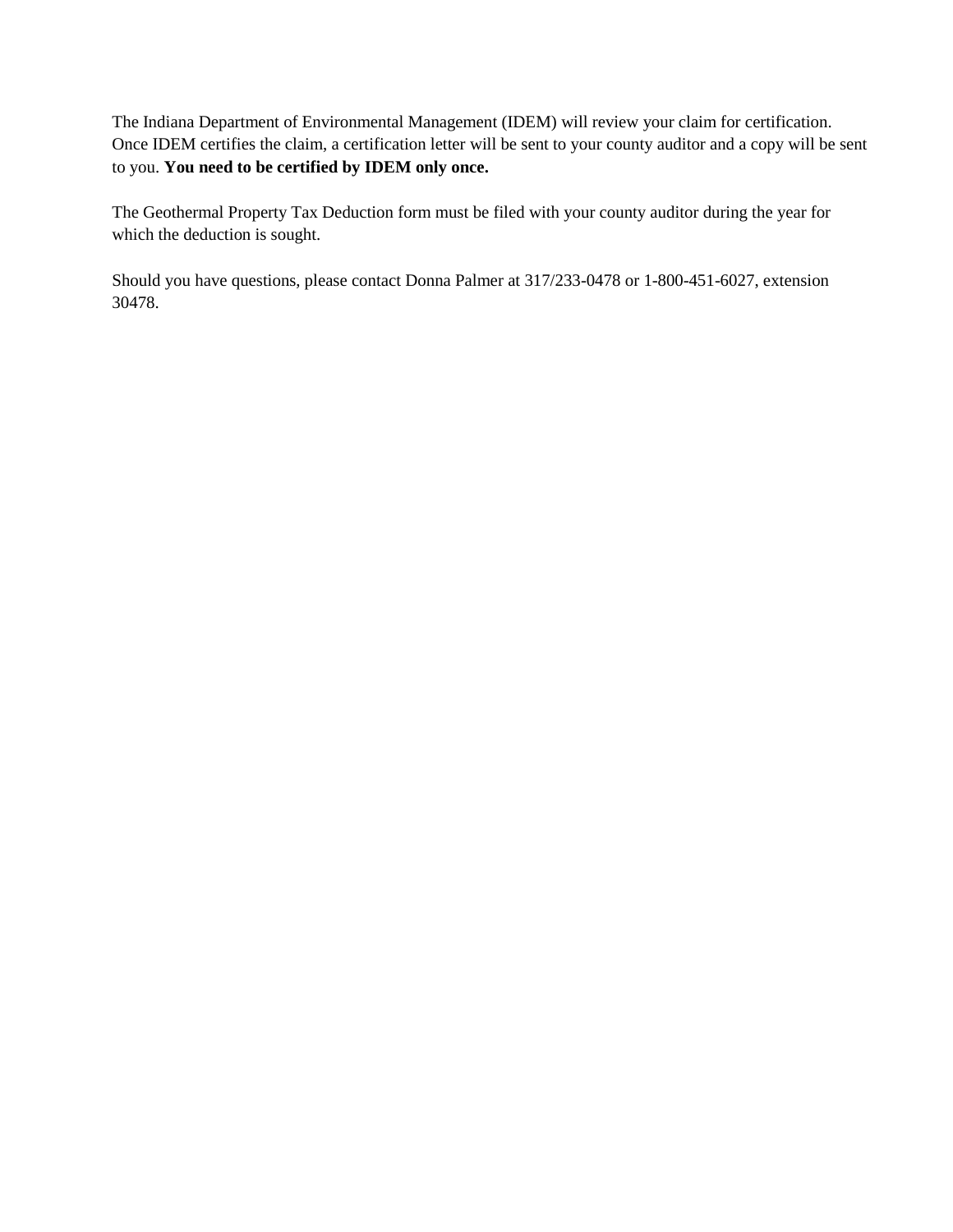The Indiana Department of Environmental Management (IDEM) will review your claim for certification. Once IDEM certifies the claim, a certification letter will be sent to your county auditor and a copy will be sent to you. **You need to be certified by IDEM only once.**

The Geothermal Property Tax Deduction form must be filed with your county auditor during the year for which the deduction is sought.

Should you have questions, please contact Donna Palmer at 317/233-0478 or 1-800-451-6027, extension 30478.